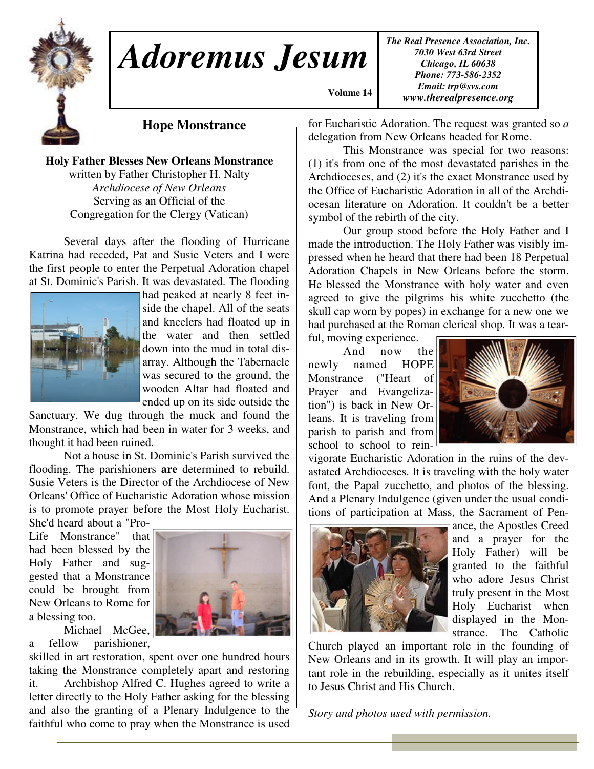# Adoremus Jesum

Volume 14

*The Real Presence Association, Inc.*
*7030 West 63rd Street*
*Chicago, IL 60638*
*Phone: 773-586-2352*
*Email: trp@svs.com*
*www.therealpresence.org*

## Hope Monstrance

**Holy Father Blesses New Orleans Monstrance**
written by Father Christopher H. Nalty
*Archdiocese of New Orleans*
Serving as an Official of the
Congregation for the Clergy (Vatican)

Several days after the flooding of Hurricane Katrina had receded, Pat and Susie Veters and I were the first people to enter the Perpetual Adoration chapel at St. Dominic's Parish. It was devastated. The flooding had peaked at nearly 8 feet inside the chapel. All of the seats and kneelers had floated up in the water and then settled down into the mud in total disarray. Although the Tabernacle was secured to the ground, the wooden Altar had floated and ended up on its side outside the Sanctuary. We dug through the muck and found the Monstrance, which had been in water for 3 weeks, and thought it had been ruined.

Not a house in St. Dominic's Parish survived the flooding. The parishioners **are** determined to rebuild. Susie Veters is the Director of the Archdiocese of New Orleans' Office of Eucharistic Adoration whose mission is to promote prayer before the Most Holy Eucharist. She'd heard about a "Pro-Life Monstrance" that had been blessed by the Holy Father and suggested that a Monstrance could be brought from New Orleans to Rome for a blessing too.

Michael McGee, a fellow parishioner, skilled in art restoration, spent over one hundred hours taking the Monstrance completely apart and restoring it. Archbishop Alfred C. Hughes agreed to write a letter directly to the Holy Father asking for the blessing and also the granting of a Plenary Indulgence to the faithful who come to pray when the Monstrance is used for Eucharistic Adoration. The request was granted so *a* delegation from New Orleans headed for Rome.

This Monstrance was special for two reasons: (1) it's from one of the most devastated parishes in the Archdioceses, and (2) it's the exact Monstrance used by the Office of Eucharistic Adoration in all of the Archdiocesan literature on Adoration. It couldn't be a better symbol of the rebirth of the city.

Our group stood before the Holy Father and I made the introduction. The Holy Father was visibly impressed when he heard that there had been 18 Perpetual Adoration Chapels in New Orleans before the storm. He blessed the Monstrance with holy water and even agreed to give the pilgrims his white zucchetto (the skull cap worn by popes) in exchange for a new one we had purchased at the Roman clerical shop. It was a tearful, moving experience.

And now the newly named HOPE Monstrance ("Heart of Prayer and Evangelization") is back in New Orleans. It is traveling from parish to parish and from school to school to reinvigorate Eucharistic Adoration in the ruins of the devastated Archdioceses. It is traveling with the holy water font, the Papal zucchetto, and photos of the blessing. And a Plenary Indulgence (given under the usual conditions of participation at Mass, the Sacrament of Penance, the Apostles Creed and a prayer for the Holy Father) will be granted to the faithful who adore Jesus Christ truly present in the Most Holy Eucharist when displayed in the Monstrance. The Catholic Church played an important role in the founding of New Orleans and in its growth. It will play an important role in the rebuilding, especially as it unites itself to Jesus Christ and His Church.

*Story and photos used with permission.*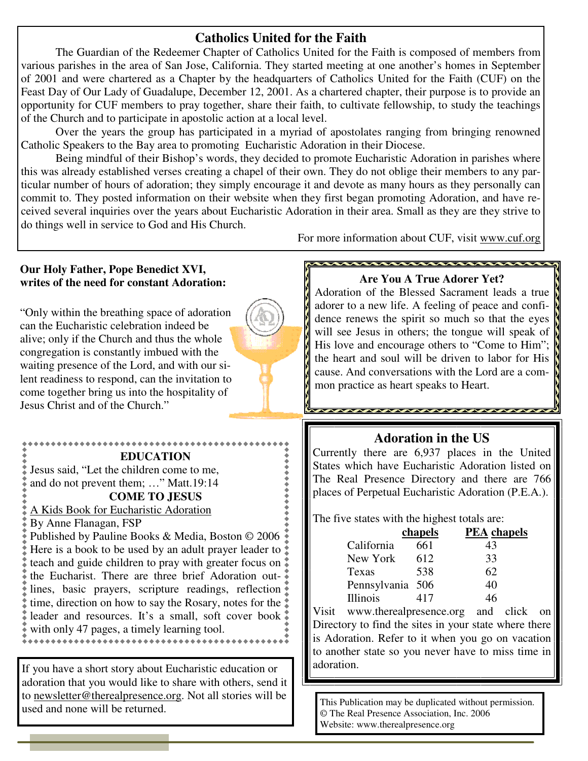## Catholics United for the Faith

The Guardian of the Redeemer Chapter of Catholics United for the Faith is composed of members from various parishes in the area of San Jose, California. They started meeting at one another's homes in September of 2001 and were chartered as a Chapter by the headquarters of Catholics United for the Faith (CUF) on the Feast Day of Our Lady of Guadalupe, December 12, 2001. As a chartered chapter, their purpose is to provide an opportunity for CUF members to pray together, share their faith, to cultivate fellowship, to study the teachings of the Church and to participate in apostolic action at a local level.

Over the years the group has participated in a myriad of apostolates ranging from bringing renowned Catholic Speakers to the Bay area to promoting Eucharistic Adoration in their Diocese.

Being mindful of their Bishop's words, they decided to promote Eucharistic Adoration in parishes where this was already established verses creating a chapel of their own. They do not oblige their members to any particular number of hours of adoration; they simply encourage it and devote as many hours as they personally can commit to. They posted information on their website when they first began promoting Adoration, and have received several inquiries over the years about Eucharistic Adoration in their area. Small as they are they strive to do things well in service to God and His Church.

For more information about CUF, visit www.cuf.org

**Our Holy Father, Pope Benedict XVI, writes of the need for constant Adoration:**

"Only within the breathing space of adoration can the Eucharistic celebration indeed be alive; only if the Church and thus the whole congregation is constantly imbued with the waiting presence of the Lord, and with our silent readiness to respond, can the invitation to come together bring us into the hospitality of Jesus Christ and of the Church."

### Are You A True Adorer Yet?

Adoration of the Blessed Sacrament leads a true adorer to a new life. A feeling of peace and confidence renews the spirit so much so that the eyes will see Jesus in others; the tongue will speak of His love and encourage others to "Come to Him"; the heart and soul will be driven to labor for His cause. And conversations with the Lord are a common practice as heart speaks to Heart.

### EDUCATION

Jesus said, "Let the children come to me, and do not prevent them; …" Matt.19:14

**COME TO JESUS**

A Kids Book for Eucharistic Adoration
By Anne Flanagan, FSP
Published by Pauline Books & Media, Boston © 2006

Here is a book to be used by an adult prayer leader to teach and guide children to pray with greater focus on the Eucharist. There are three brief Adoration outlines, basic prayers, scripture readings, reflection time, direction on how to say the Rosary, notes for the leader and resources. It's a small, soft cover book with only 47 pages, a timely learning tool.

### Adoration in the US

Currently there are 6,937 places in the United States which have Eucharistic Adoration listed on The Real Presence Directory and there are 766 places of Perpetual Eucharistic Adoration (P.E.A.).

The five states with the highest totals are:

| | chapels | PEA chapels |
|---|---|---|
| California | 661 | 43 |
| New York | 612 | 33 |
| Texas | 538 | 62 |
| Pennsylvania | 506 | 40 |
| Illinois | 417 | 46 |

Visit www.therealpresence.org and click on Directory to find the sites in your state where there is Adoration. Refer to it when you go on vacation to another state so you never have to miss time in adoration.

If you have a short story about Eucharistic education or adoration that you would like to share with others, send it to newsletter@therealpresence.org. Not all stories will be used and none will be returned.

This Publication may be duplicated without permission.
© The Real Presence Association, Inc. 2006
Website: www.therealpresence.org